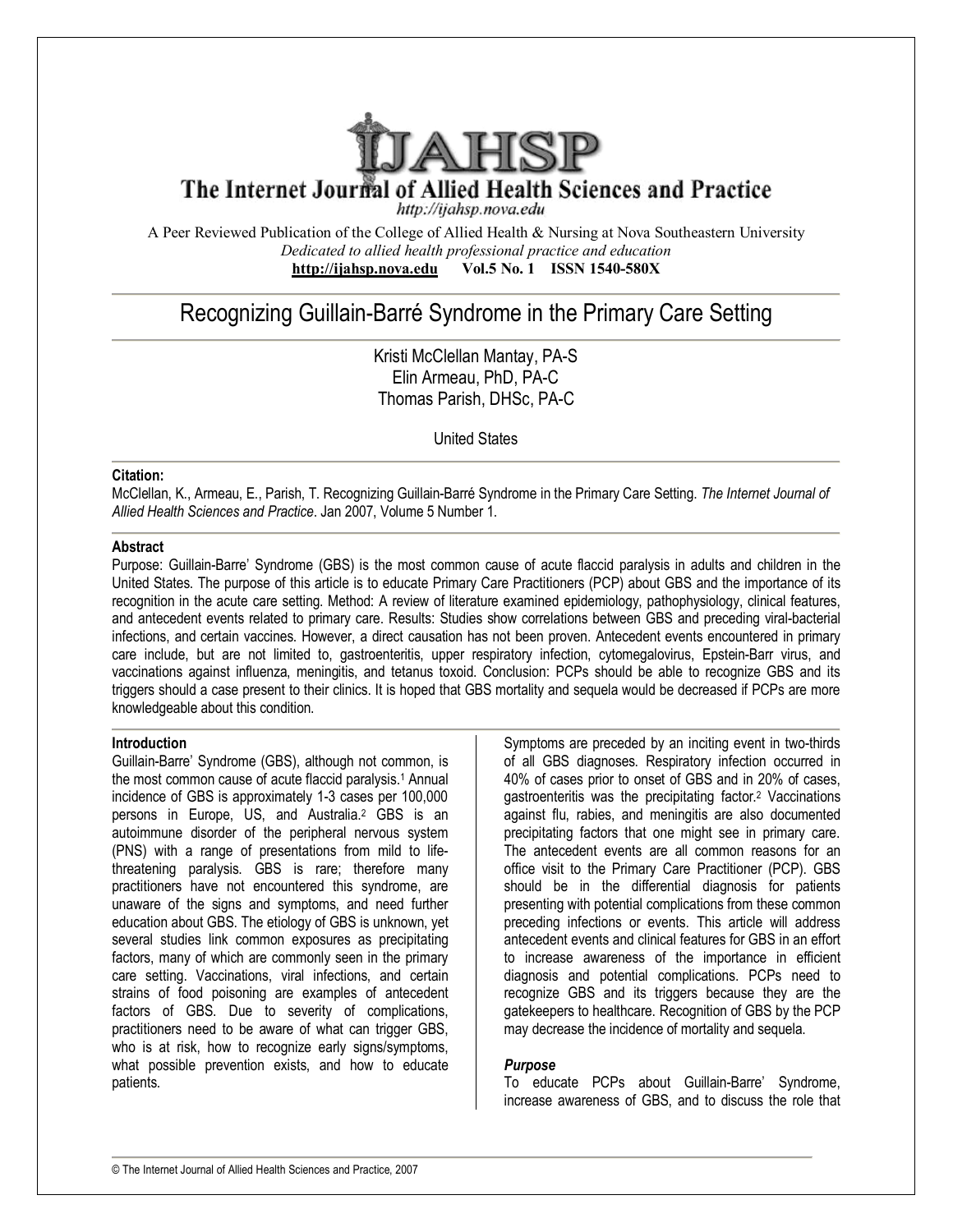# IJAHSP

## The Internet Journal of Allied Health Sciences and Practice

http://ijahsp.nova.edu

A Peer Reviewed Publication of the College of Allied Health & Nursing at Nova Southeastern University

*Dedicated to allied health professional practice and education*

**http://ijahsp.nova.edu Vol.5 No. 1 ISSN 1540-580X**

# Recognizing Guillain-Barré Syndrome in the Primary Care Setting

Kristi McClellan Mantay, PA-S
Elin Armeau, PhD, PA-C
Thomas Parish, DHSc, PA-C

United States

**Citation:**
McClellan, K., Armeau, E., Parish, T. Recognizing Guillain-Barré Syndrome in the Primary Care Setting. *The Internet Journal of Allied Health Sciences and Practice*. Jan 2007, Volume 5 Number 1.

**Abstract**
Purpose: Guillain-Barre' Syndrome (GBS) is the most common cause of acute flaccid paralysis in adults and children in the United States. The purpose of this article is to educate Primary Care Practitioners (PCP) about GBS and the importance of its recognition in the acute care setting. Method: A review of literature examined epidemiology, pathophysiology, clinical features, and antecedent events related to primary care. Results: Studies show correlations between GBS and preceding viral-bacterial infections, and certain vaccines. However, a direct causation has not been proven. Antecedent events encountered in primary care include, but are not limited to, gastroenteritis, upper respiratory infection, cytomegalovirus, Epstein-Barr virus, and vaccinations against influenza, meningitis, and tetanus toxoid. Conclusion: PCPs should be able to recognize GBS and its triggers should a case present to their clinics. It is hoped that GBS mortality and sequela would be decreased if PCPs are more knowledgeable about this condition.

**Introduction**
Guillain-Barre' Syndrome (GBS), although not common, is the most common cause of acute flaccid paralysis.[1] Annual incidence of GBS is approximately 1-3 cases per 100,000 persons in Europe, US, and Australia.[2] GBS is an autoimmune disorder of the peripheral nervous system (PNS) with a range of presentations from mild to life-threatening paralysis. GBS is rare; therefore many practitioners have not encountered this syndrome, are unaware of the signs and symptoms, and need further education about GBS. The etiology of GBS is unknown, yet several studies link common exposures as precipitating factors, many of which are commonly seen in the primary care setting. Vaccinations, viral infections, and certain strains of food poisoning are examples of antecedent factors of GBS. Due to severity of complications, practitioners need to be aware of what can trigger GBS, who is at risk, how to recognize early signs/symptoms, what possible prevention exists, and how to educate patients.

Symptoms are preceded by an inciting event in two-thirds of all GBS diagnoses. Respiratory infection occurred in 40% of cases prior to onset of GBS and in 20% of cases, gastroenteritis was the precipitating factor.[2] Vaccinations against flu, rabies, and meningitis are also documented precipitating factors that one might see in primary care. The antecedent events are all common reasons for an office visit to the Primary Care Practitioner (PCP). GBS should be in the differential diagnosis for patients presenting with potential complications from these common preceding infections or events. This article will address antecedent events and clinical features for GBS in an effort to increase awareness of the importance in efficient diagnosis and potential complications. PCPs need to recognize GBS and its triggers because they are the gatekeepers to healthcare. Recognition of GBS by the PCP may decrease the incidence of mortality and sequela.

***Purpose***
To educate PCPs about Guillain-Barre' Syndrome, increase awareness of GBS, and to discuss the role that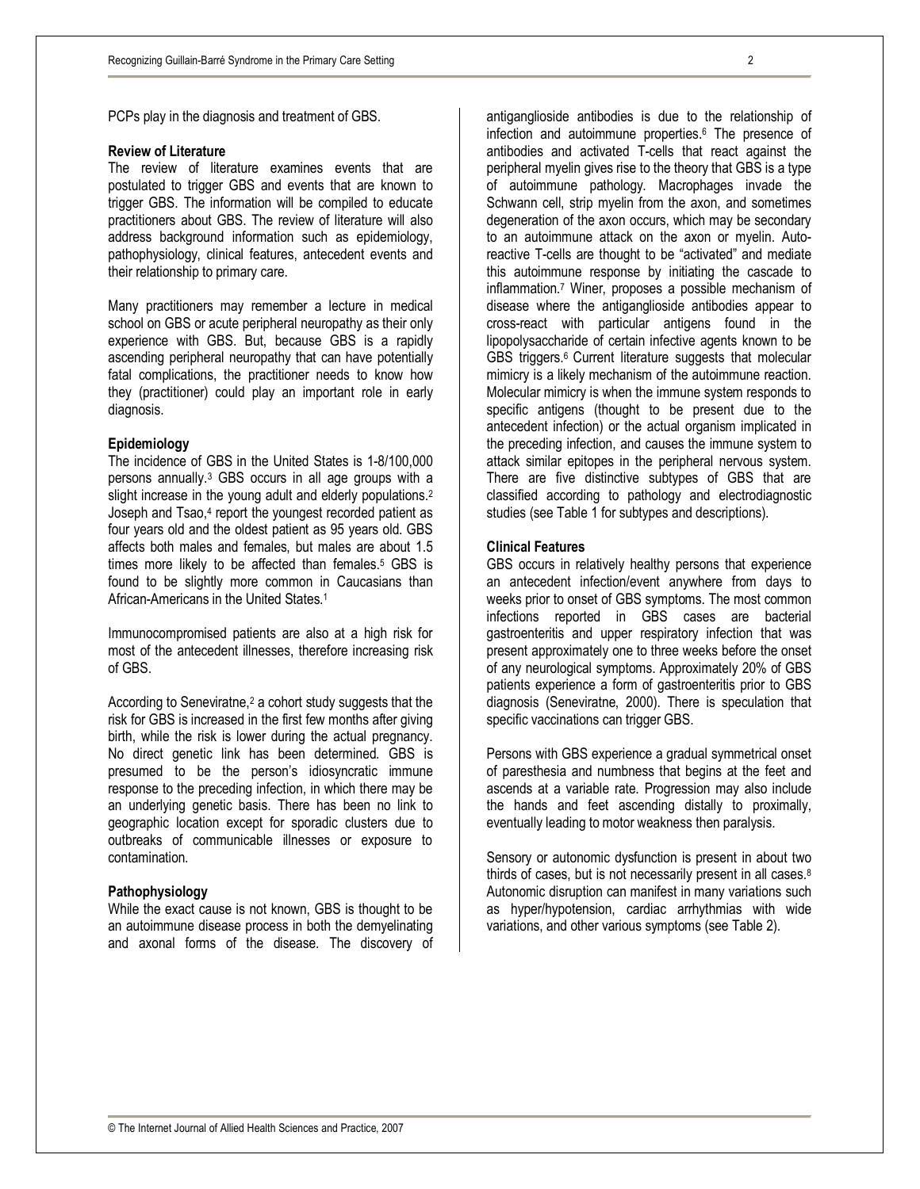PCPs play in the diagnosis and treatment of GBS.

### Review of Literature

The review of literature examines events that are postulated to trigger GBS and events that are known to trigger GBS. The information will be compiled to educate practitioners about GBS. The review of literature will also address background information such as epidemiology, pathophysiology, clinical features, antecedent events and their relationship to primary care.

Many practitioners may remember a lecture in medical school on GBS or acute peripheral neuropathy as their only experience with GBS. But, because GBS is a rapidly ascending peripheral neuropathy that can have potentially fatal complications, the practitioner needs to know how they (practitioner) could play an important role in early diagnosis.

### Epidemiology

The incidence of GBS in the United States is 1-8/100,000 persons annually.[3] GBS occurs in all age groups with a slight increase in the young adult and elderly populations.[2] Joseph and Tsao,[4] report the youngest recorded patient as four years old and the oldest patient as 95 years old. GBS affects both males and females, but males are about 1.5 times more likely to be affected than females.[5] GBS is found to be slightly more common in Caucasians than African-Americans in the United States.[1]

Immunocompromised patients are also at a high risk for most of the antecedent illnesses, therefore increasing risk of GBS.

According to Seneviratne,[2] a cohort study suggests that the risk for GBS is increased in the first few months after giving birth, while the risk is lower during the actual pregnancy. No direct genetic link has been determined. GBS is presumed to be the person's idiosyncratic immune response to the preceding infection, in which there may be an underlying genetic basis. There has been no link to geographic location except for sporadic clusters due to outbreaks of communicable illnesses or exposure to contamination.

### Pathophysiology

While the exact cause is not known, GBS is thought to be an autoimmune disease process in both the demyelinating and axonal forms of the disease. The discovery of antiganglioside antibodies is due to the relationship of infection and autoimmune properties.[6] The presence of antibodies and activated T-cells that react against the peripheral myelin gives rise to the theory that GBS is a type of autoimmune pathology. Macrophages invade the Schwann cell, strip myelin from the axon, and sometimes degeneration of the axon occurs, which may be secondary to an autoimmune attack on the axon or myelin. Auto-reactive T-cells are thought to be "activated" and mediate this autoimmune response by initiating the cascade to inflammation.[7] Winer, proposes a possible mechanism of disease where the antiganglioside antibodies appear to cross-react with particular antigens found in the lipopolysaccharide of certain infective agents known to be GBS triggers.[6] Current literature suggests that molecular mimicry is a likely mechanism of the autoimmune reaction. Molecular mimicry is when the immune system responds to specific antigens (thought to be present due to the antecedent infection) or the actual organism implicated in the preceding infection, and causes the immune system to attack similar epitopes in the peripheral nervous system. There are five distinctive subtypes of GBS that are classified according to pathology and electrodiagnostic studies (see Table 1 for subtypes and descriptions).

### Clinical Features

GBS occurs in relatively healthy persons that experience an antecedent infection/event anywhere from days to weeks prior to onset of GBS symptoms. The most common infections reported in GBS cases are bacterial gastroenteritis and upper respiratory infection that was present approximately one to three weeks before the onset of any neurological symptoms. Approximately 20% of GBS patients experience a form of gastroenteritis prior to GBS diagnosis (Seneviratne, 2000). There is speculation that specific vaccinations can trigger GBS.

Persons with GBS experience a gradual symmetrical onset of paresthesia and numbness that begins at the feet and ascends at a variable rate. Progression may also include the hands and feet ascending distally to proximally, eventually leading to motor weakness then paralysis.

Sensory or autonomic dysfunction is present in about two thirds of cases, but is not necessarily present in all cases.[8] Autonomic disruption can manifest in many variations such as hyper/hypotension, cardiac arrhythmias with wide variations, and other various symptoms (see Table 2).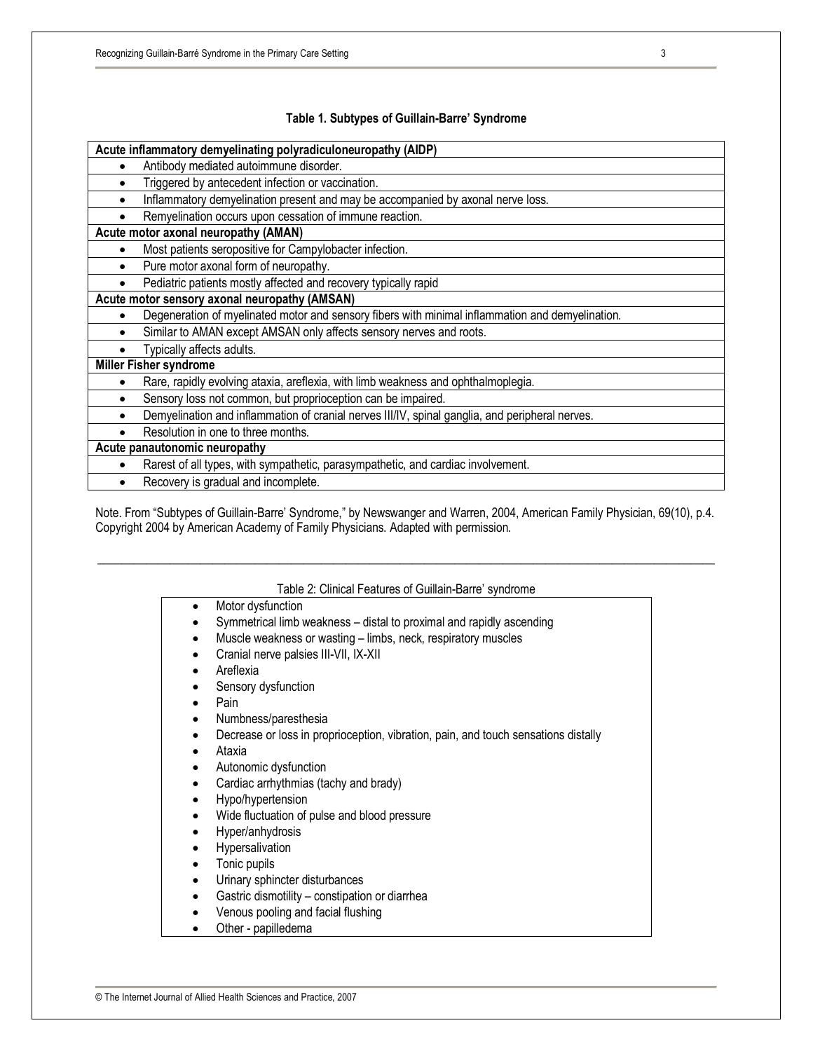**Table 1. Subtypes of Guillain-Barre' Syndrome**

| Subtype |
|---|
| **Acute inflammatory demyelinating polyradiculoneuropathy (AIDP)** |
| • Antibody mediated autoimmune disorder. |
| • Triggered by antecedent infection or vaccination. |
| • Inflammatory demyelination present and may be accompanied by axonal nerve loss. |
| • Remyelination occurs upon cessation of immune reaction. |
| **Acute motor axonal neuropathy (AMAN)** |
| • Most patients seropositive for Campylobacter infection. |
| • Pure motor axonal form of neuropathy. |
| • Pediatric patients mostly affected and recovery typically rapid |
| **Acute motor sensory axonal neuropathy (AMSAN)** |
| • Degeneration of myelinated motor and sensory fibers with minimal inflammation and demyelination. |
| • Similar to AMAN except AMSAN only affects sensory nerves and roots. |
| • Typically affects adults. |
| **Miller Fisher syndrome** |
| • Rare, rapidly evolving ataxia, areflexia, with limb weakness and ophthalmoplegia. |
| • Sensory loss not common, but proprioception can be impaired. |
| • Demyelination and inflammation of cranial nerves III/IV, spinal ganglia, and peripheral nerves. |
| • Resolution in one to three months. |
| **Acute panautonomic neuropathy** |
| • Rarest of all types, with sympathetic, parasympathetic, and cardiac involvement. |
| • Recovery is gradual and incomplete. |

Note. From "Subtypes of Guillain-Barre' Syndrome," by Newswanger and Warren, 2004, American Family Physician, 69(10), p.4. Copyright 2004 by American Academy of Family Physicians. Adapted with permission.

---

Table 2: Clinical Features of Guillain-Barre' syndrome

- Motor dysfunction
- Symmetrical limb weakness – distal to proximal and rapidly ascending
- Muscle weakness or wasting – limbs, neck, respiratory muscles
- Cranial nerve palsies III-VII, IX-XII
- Areflexia
- Sensory dysfunction
- Pain
- Numbness/paresthesia
- Decrease or loss in proprioception, vibration, pain, and touch sensations distally
- Ataxia
- Autonomic dysfunction
- Cardiac arrhythmias (tachy and brady)
- Hypo/hypertension
- Wide fluctuation of pulse and blood pressure
- Hyper/anhydrosis
- Hypersalivation
- Tonic pupils
- Urinary sphincter disturbances
- Gastric dismotility – constipation or diarrhea
- Venous pooling and facial flushing
- Other - papilledema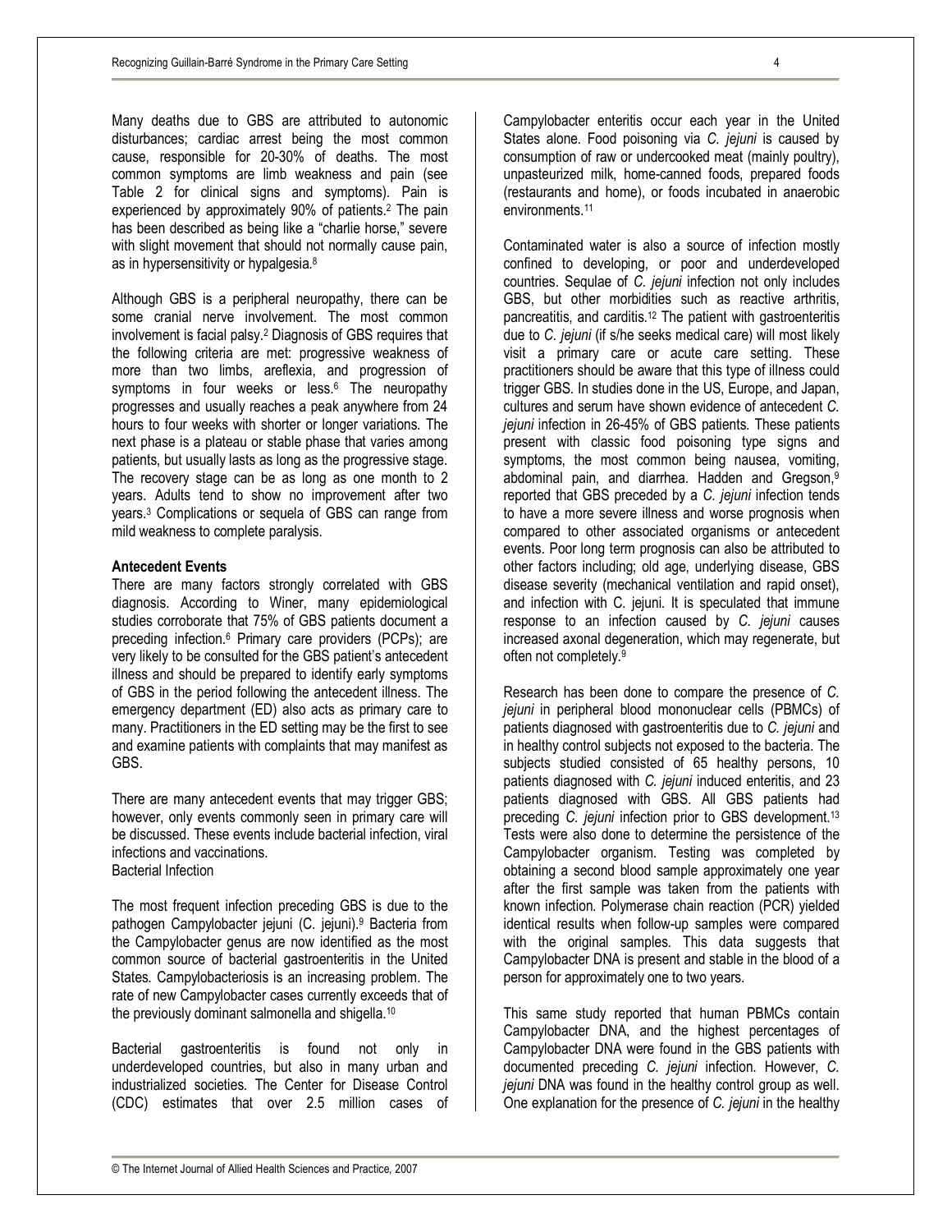Many deaths due to GBS are attributed to autonomic disturbances; cardiac arrest being the most common cause, responsible for 20-30% of deaths. The most common symptoms are limb weakness and pain (see Table 2 for clinical signs and symptoms). Pain is experienced by approximately 90% of patients.[2] The pain has been described as being like a "charlie horse," severe with slight movement that should not normally cause pain, as in hypersensitivity or hypalgesia.[8]

Although GBS is a peripheral neuropathy, there can be some cranial nerve involvement. The most common involvement is facial palsy.[2] Diagnosis of GBS requires that the following criteria are met: progressive weakness of more than two limbs, areflexia, and progression of symptoms in four weeks or less.[6] The neuropathy progresses and usually reaches a peak anywhere from 24 hours to four weeks with shorter or longer variations. The next phase is a plateau or stable phase that varies among patients, but usually lasts as long as the progressive stage. The recovery stage can be as long as one month to 2 years. Adults tend to show no improvement after two years.[3] Complications or sequela of GBS can range from mild weakness to complete paralysis.

**Antecedent Events**

There are many factors strongly correlated with GBS diagnosis. According to Winer, many epidemiological studies corroborate that 75% of GBS patients document a preceding infection.[6] Primary care providers (PCPs); are very likely to be consulted for the GBS patient's antecedent illness and should be prepared to identify early symptoms of GBS in the period following the antecedent illness. The emergency department (ED) also acts as primary care to many. Practitioners in the ED setting may be the first to see and examine patients with complaints that may manifest as GBS.

There are many antecedent events that may trigger GBS; however, only events commonly seen in primary care will be discussed. These events include bacterial infection, viral infections and vaccinations.

Bacterial Infection

The most frequent infection preceding GBS is due to the pathogen Campylobacter jejuni (C. jejuni).[9] Bacteria from the Campylobacter genus are now identified as the most common source of bacterial gastroenteritis in the United States. Campylobacteriosis is an increasing problem. The rate of new Campylobacter cases currently exceeds that of the previously dominant salmonella and shigella.[10]

Bacterial gastroenteritis is found not only in underdeveloped countries, but also in many urban and industrialized societies. The Center for Disease Control (CDC) estimates that over 2.5 million cases of Campylobacter enteritis occur each year in the United States alone. Food poisoning via *C. jejuni* is caused by consumption of raw or undercooked meat (mainly poultry), unpasteurized milk, home-canned foods, prepared foods (restaurants and home), or foods incubated in anaerobic environments.[11]

Contaminated water is also a source of infection mostly confined to developing, or poor and underdeveloped countries. Sequlae of *C. jejuni* infection not only includes GBS, but other morbidities such as reactive arthritis, pancreatitis, and carditis.[12] The patient with gastroenteritis due to *C. jejuni* (if s/he seeks medical care) will most likely visit a primary care or acute care setting. These practitioners should be aware that this type of illness could trigger GBS. In studies done in the US, Europe, and Japan, cultures and serum have shown evidence of antecedent *C. jejuni* infection in 26-45% of GBS patients. These patients present with classic food poisoning type signs and symptoms, the most common being nausea, vomiting, abdominal pain, and diarrhea. Hadden and Gregson,[9] reported that GBS preceded by a *C. jejuni* infection tends to have a more severe illness and worse prognosis when compared to other associated organisms or antecedent events. Poor long term prognosis can also be attributed to other factors including; old age, underlying disease, GBS disease severity (mechanical ventilation and rapid onset), and infection with C. jejuni. It is speculated that immune response to an infection caused by *C. jejuni* causes increased axonal degeneration, which may regenerate, but often not completely.[9]

Research has been done to compare the presence of *C. jejuni* in peripheral blood mononuclear cells (PBMCs) of patients diagnosed with gastroenteritis due to *C. jejuni* and in healthy control subjects not exposed to the bacteria. The subjects studied consisted of 65 healthy persons, 10 patients diagnosed with *C. jejuni* induced enteritis, and 23 patients diagnosed with GBS. All GBS patients had preceding *C. jejuni* infection prior to GBS development.[13] Tests were also done to determine the persistence of the Campylobacter organism. Testing was completed by obtaining a second blood sample approximately one year after the first sample was taken from the patients with known infection. Polymerase chain reaction (PCR) yielded identical results when follow-up samples were compared with the original samples. This data suggests that Campylobacter DNA is present and stable in the blood of a person for approximately one to two years.

This same study reported that human PBMCs contain Campylobacter DNA, and the highest percentages of Campylobacter DNA were found in the GBS patients with documented preceding *C. jejuni* infection. However, *C. jejuni* DNA was found in the healthy control group as well. One explanation for the presence of *C. jejuni* in the healthy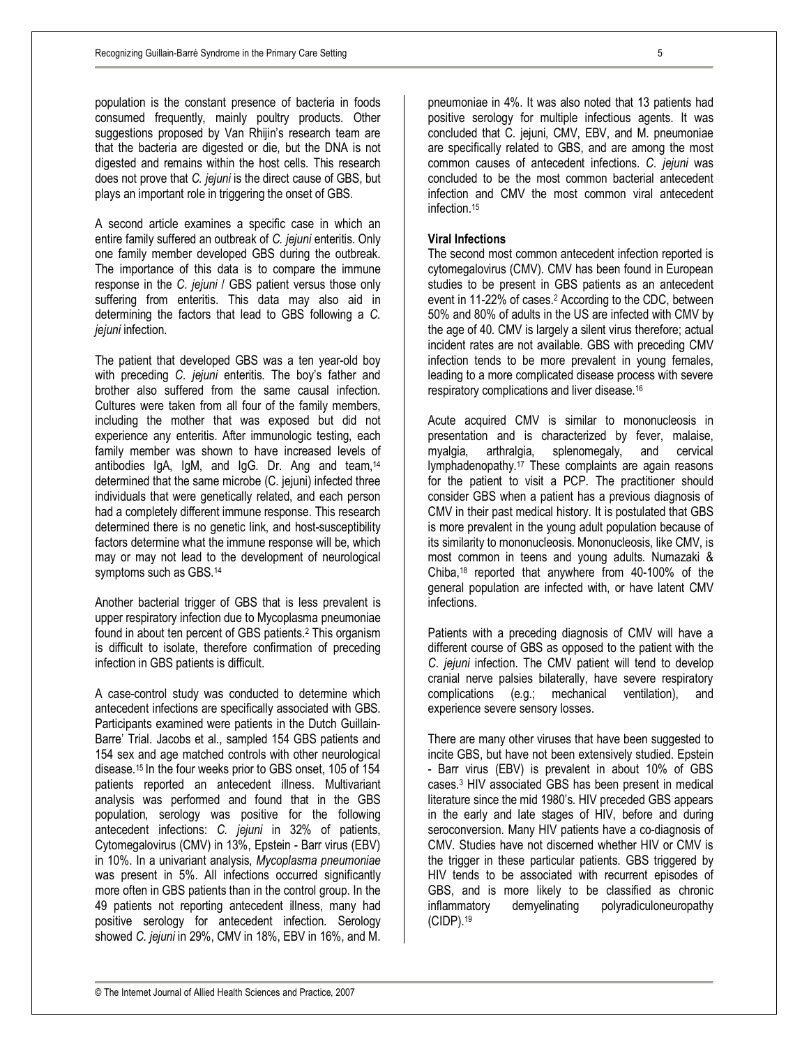population is the constant presence of bacteria in foods consumed frequently, mainly poultry products. Other suggestions proposed by Van Rhijin's research team are that the bacteria are digested or die, but the DNA is not digested and remains within the host cells. This research does not prove that *C. jejuni* is the direct cause of GBS, but plays an important role in triggering the onset of GBS.

A second article examines a specific case in which an entire family suffered an outbreak of *C. jejuni* enteritis. Only one family member developed GBS during the outbreak. The importance of this data is to compare the immune response in the *C. jejuni* / GBS patient versus those only suffering from enteritis. This data may also aid in determining the factors that lead to GBS following a *C. jejuni* infection.

The patient that developed GBS was a ten year-old boy with preceding *C. jejuni* enteritis. The boy's father and brother also suffered from the same causal infection. Cultures were taken from all four of the family members, including the mother that was exposed but did not experience any enteritis. After immunologic testing, each family member was shown to have increased levels of antibodies IgA, IgM, and IgG. Dr. Ang and team,[14] determined that the same microbe (C. jejuni) infected three individuals that were genetically related, and each person had a completely different immune response. This research determined there is no genetic link, and host-susceptibility factors determine what the immune response will be, which may or may not lead to the development of neurological symptoms such as GBS.[14]

Another bacterial trigger of GBS that is less prevalent is upper respiratory infection due to Mycoplasma pneumoniae found in about ten percent of GBS patients.[2] This organism is difficult to isolate, therefore confirmation of preceding infection in GBS patients is difficult.

A case-control study was conducted to determine which antecedent infections are specifically associated with GBS. Participants examined were patients in the Dutch Guillain-Barre' Trial. Jacobs et al., sampled 154 GBS patients and 154 sex and age matched controls with other neurological disease.[15] In the four weeks prior to GBS onset, 105 of 154 patients reported an antecedent illness. Multivariant analysis was performed and found that in the GBS population, serology was positive for the following antecedent infections: *C. jejuni* in 32% of patients, Cytomegalovirus (CMV) in 13%, Epstein - Barr virus (EBV) in 10%. In a univariant analysis, *Mycoplasma pneumoniae* was present in 5%. All infections occurred significantly more often in GBS patients than in the control group. In the 49 patients not reporting antecedent illness, many had positive serology for antecedent infection. Serology showed *C. jejuni* in 29%, CMV in 18%, EBV in 16%, and M. pneumoniae in 4%. It was also noted that 13 patients had positive serology for multiple infectious agents. It was concluded that C. jejuni, CMV, EBV, and M. pneumoniae are specifically related to GBS, and are among the most common causes of antecedent infections. *C. jejuni* was concluded to be the most common bacterial antecedent infection and CMV the most common viral antecedent infection.[15]

**Viral Infections**

The second most common antecedent infection reported is cytomegalovirus (CMV). CMV has been found in European studies to be present in GBS patients as an antecedent event in 11-22% of cases.[2] According to the CDC, between 50% and 80% of adults in the US are infected with CMV by the age of 40. CMV is largely a silent virus therefore; actual incident rates are not available. GBS with preceding CMV infection tends to be more prevalent in young females, leading to a more complicated disease process with severe respiratory complications and liver disease.[16]

Acute acquired CMV is similar to mononucleosis in presentation and is characterized by fever, malaise, myalgia, arthralgia, splenomegaly, and cervical lymphadenopathy.[17] These complaints are again reasons for the patient to visit a PCP. The practitioner should consider GBS when a patient has a previous diagnosis of CMV in their past medical history. It is postulated that GBS is more prevalent in the young adult population because of its similarity to mononucleosis. Mononucleosis, like CMV, is most common in teens and young adults. Numazaki & Chiba,[18] reported that anywhere from 40-100% of the general population are infected with, or have latent CMV infections.

Patients with a preceding diagnosis of CMV will have a different course of GBS as opposed to the patient with the *C. jejuni* infection. The CMV patient will tend to develop cranial nerve palsies bilaterally, have severe respiratory complications (e.g.; mechanical ventilation), and experience severe sensory losses.

There are many other viruses that have been suggested to incite GBS, but have not been extensively studied. Epstein - Barr virus (EBV) is prevalent in about 10% of GBS cases.[3] HIV associated GBS has been present in medical literature since the mid 1980's. HIV preceded GBS appears in the early and late stages of HIV, before and during seroconversion. Many HIV patients have a co-diagnosis of CMV. Studies have not discerned whether HIV or CMV is the trigger in these particular patients. GBS triggered by HIV tends to be associated with recurrent episodes of GBS, and is more likely to be classified as chronic inflammatory demyelinating polyradiculoneuropathy (CIDP).[19]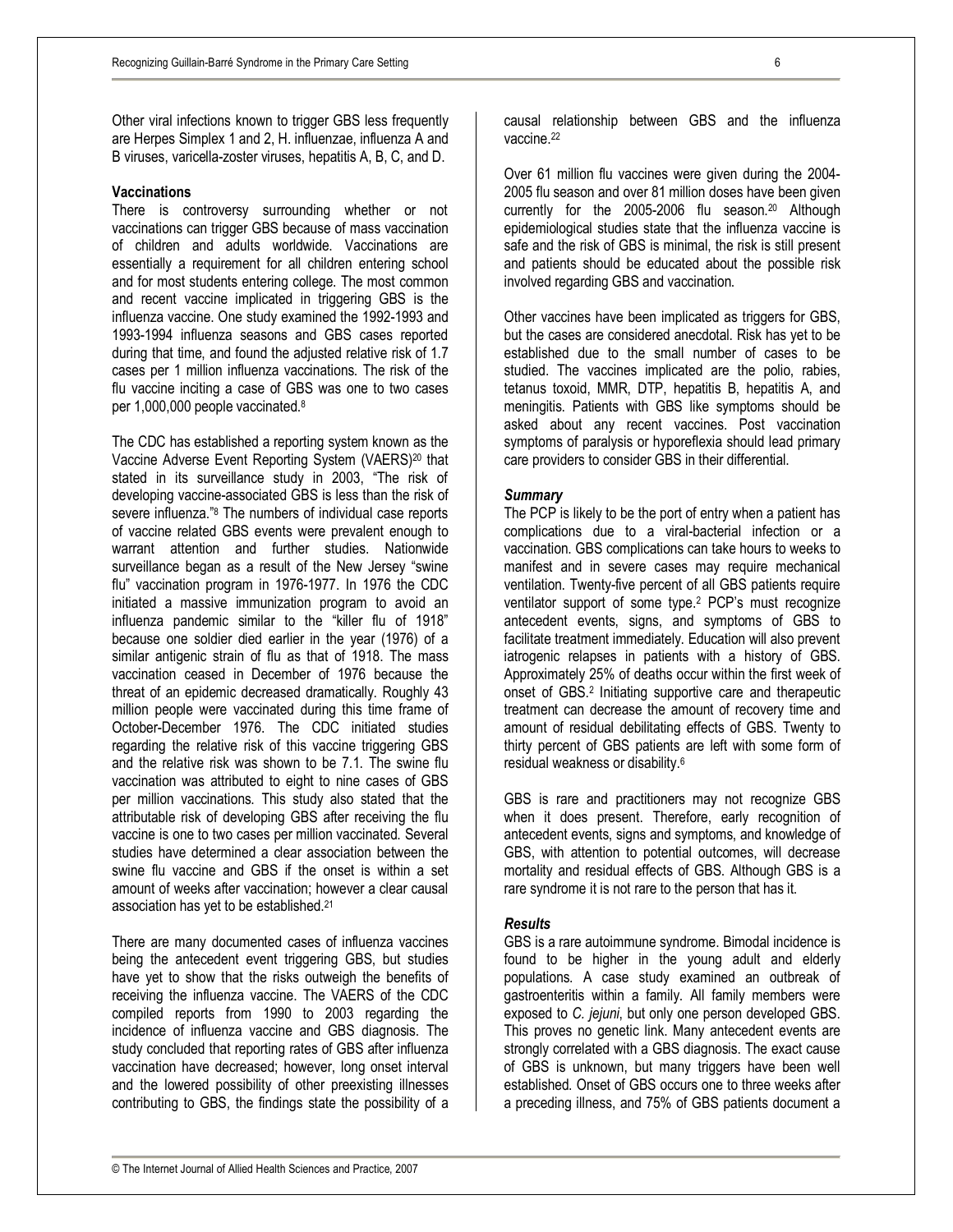Other viral infections known to trigger GBS less frequently are Herpes Simplex 1 and 2, H. influenzae, influenza A and B viruses, varicella-zoster viruses, hepatitis A, B, C, and D.

### Vaccinations

There is controversy surrounding whether or not vaccinations can trigger GBS because of mass vaccination of children and adults worldwide. Vaccinations are essentially a requirement for all children entering school and for most students entering college. The most common and recent vaccine implicated in triggering GBS is the influenza vaccine. One study examined the 1992-1993 and 1993-1994 influenza seasons and GBS cases reported during that time, and found the adjusted relative risk of 1.7 cases per 1 million influenza vaccinations. The risk of the flu vaccine inciting a case of GBS was one to two cases per 1,000,000 people vaccinated.[8]

The CDC has established a reporting system known as the Vaccine Adverse Event Reporting System (VAERS)[20] that stated in its surveillance study in 2003, "The risk of developing vaccine-associated GBS is less than the risk of severe influenza."[8] The numbers of individual case reports of vaccine related GBS events were prevalent enough to warrant attention and further studies. Nationwide surveillance began as a result of the New Jersey "swine flu" vaccination program in 1976-1977. In 1976 the CDC initiated a massive immunization program to avoid an influenza pandemic similar to the "killer flu of 1918" because one soldier died earlier in the year (1976) of a similar antigenic strain of flu as that of 1918. The mass vaccination ceased in December of 1976 because the threat of an epidemic decreased dramatically. Roughly 43 million people were vaccinated during this time frame of October-December 1976. The CDC initiated studies regarding the relative risk of this vaccine triggering GBS and the relative risk was shown to be 7.1. The swine flu vaccination was attributed to eight to nine cases of GBS per million vaccinations. This study also stated that the attributable risk of developing GBS after receiving the flu vaccine is one to two cases per million vaccinated. Several studies have determined a clear association between the swine flu vaccine and GBS if the onset is within a set amount of weeks after vaccination; however a clear causal association has yet to be established.[21]

There are many documented cases of influenza vaccines being the antecedent event triggering GBS, but studies have yet to show that the risks outweigh the benefits of receiving the influenza vaccine. The VAERS of the CDC compiled reports from 1990 to 2003 regarding the incidence of influenza vaccine and GBS diagnosis. The study concluded that reporting rates of GBS after influenza vaccination have decreased; however, long onset interval and the lowered possibility of other preexisting illnesses contributing to GBS, the findings state the possibility of a causal relationship between GBS and the influenza vaccine.[22]

Over 61 million flu vaccines were given during the 2004-2005 flu season and over 81 million doses have been given currently for the 2005-2006 flu season.[20] Although epidemiological studies state that the influenza vaccine is safe and the risk of GBS is minimal, the risk is still present and patients should be educated about the possible risk involved regarding GBS and vaccination.

Other vaccines have been implicated as triggers for GBS, but the cases are considered anecdotal. Risk has yet to be established due to the small number of cases to be studied. The vaccines implicated are the polio, rabies, tetanus toxoid, MMR, DTP, hepatitis B, hepatitis A, and meningitis. Patients with GBS like symptoms should be asked about any recent vaccines. Post vaccination symptoms of paralysis or hyporeflexia should lead primary care providers to consider GBS in their differential.

### *Summary*

The PCP is likely to be the port of entry when a patient has complications due to a viral-bacterial infection or a vaccination. GBS complications can take hours to weeks to manifest and in severe cases may require mechanical ventilation. Twenty-five percent of all GBS patients require ventilator support of some type.[2] PCP's must recognize antecedent events, signs, and symptoms of GBS to facilitate treatment immediately. Education will also prevent iatrogenic relapses in patients with a history of GBS. Approximately 25% of deaths occur within the first week of onset of GBS.[2] Initiating supportive care and therapeutic treatment can decrease the amount of recovery time and amount of residual debilitating effects of GBS. Twenty to thirty percent of GBS patients are left with some form of residual weakness or disability.[6]

GBS is rare and practitioners may not recognize GBS when it does present. Therefore, early recognition of antecedent events, signs and symptoms, and knowledge of GBS, with attention to potential outcomes, will decrease mortality and residual effects of GBS. Although GBS is a rare syndrome it is not rare to the person that has it.

### *Results*

GBS is a rare autoimmune syndrome. Bimodal incidence is found to be higher in the young adult and elderly populations. A case study examined an outbreak of gastroenteritis within a family. All family members were exposed to *C. jejuni*, but only one person developed GBS. This proves no genetic link. Many antecedent events are strongly correlated with a GBS diagnosis. The exact cause of GBS is unknown, but many triggers have been well established. Onset of GBS occurs one to three weeks after a preceding illness, and 75% of GBS patients document a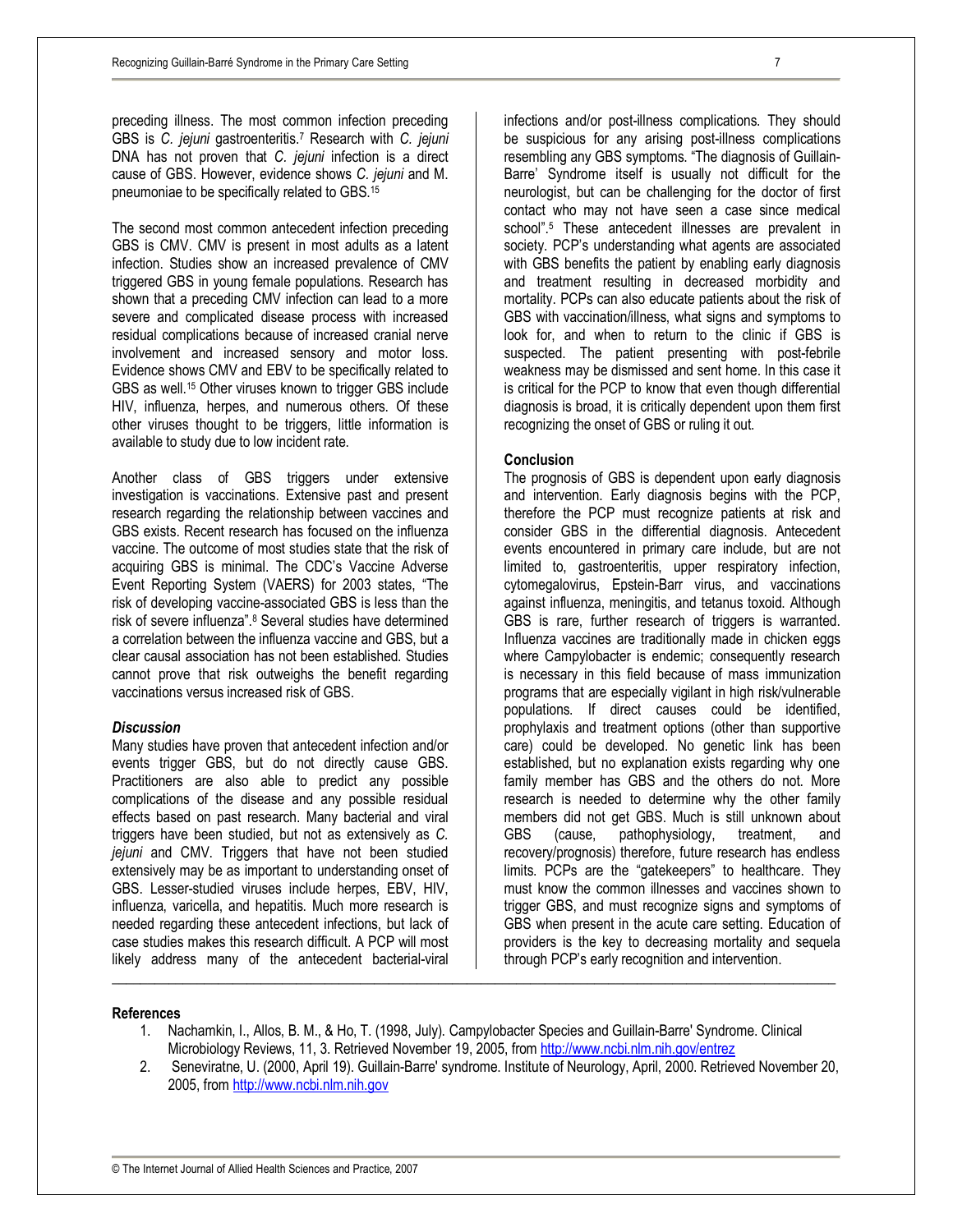preceding illness. The most common infection preceding GBS is *C. jejuni* gastroenteritis.[7] Research with *C. jejuni* DNA has not proven that *C. jejuni* infection is a direct cause of GBS. However, evidence shows *C. jejuni* and M. pneumoniae to be specifically related to GBS.[15]

The second most common antecedent infection preceding GBS is CMV. CMV is present in most adults as a latent infection. Studies show an increased prevalence of CMV triggered GBS in young female populations. Research has shown that a preceding CMV infection can lead to a more severe and complicated disease process with increased residual complications because of increased cranial nerve involvement and increased sensory and motor loss. Evidence shows CMV and EBV to be specifically related to GBS as well.[15] Other viruses known to trigger GBS include HIV, influenza, herpes, and numerous others. Of these other viruses thought to be triggers, little information is available to study due to low incident rate.

Another class of GBS triggers under extensive investigation is vaccinations. Extensive past and present research regarding the relationship between vaccines and GBS exists. Recent research has focused on the influenza vaccine. The outcome of most studies state that the risk of acquiring GBS is minimal. The CDC's Vaccine Adverse Event Reporting System (VAERS) for 2003 states, "The risk of developing vaccine-associated GBS is less than the risk of severe influenza".[8] Several studies have determined a correlation between the influenza vaccine and GBS, but a clear causal association has not been established. Studies cannot prove that risk outweighs the benefit regarding vaccinations versus increased risk of GBS.

### *Discussion*

Many studies have proven that antecedent infection and/or events trigger GBS, but do not directly cause GBS. Practitioners are also able to predict any possible complications of the disease and any possible residual effects based on past research. Many bacterial and viral triggers have been studied, but not as extensively as *C. jejuni* and CMV. Triggers that have not been studied extensively may be as important to understanding onset of GBS. Lesser-studied viruses include herpes, EBV, HIV, influenza, varicella, and hepatitis. Much more research is needed regarding these antecedent infections, but lack of case studies makes this research difficult. A PCP will most likely address many of the antecedent bacterial-viral infections and/or post-illness complications. They should be suspicious for any arising post-illness complications resembling any GBS symptoms. "The diagnosis of Guillain-Barre' Syndrome itself is usually not difficult for the neurologist, but can be challenging for the doctor of first contact who may not have seen a case since medical school".[5] These antecedent illnesses are prevalent in society. PCP's understanding what agents are associated with GBS benefits the patient by enabling early diagnosis and treatment resulting in decreased morbidity and mortality. PCPs can also educate patients about the risk of GBS with vaccination/illness, what signs and symptoms to look for, and when to return to the clinic if GBS is suspected. The patient presenting with post-febrile weakness may be dismissed and sent home. In this case it is critical for the PCP to know that even though differential diagnosis is broad, it is critically dependent upon them first recognizing the onset of GBS or ruling it out.

### Conclusion

The prognosis of GBS is dependent upon early diagnosis and intervention. Early diagnosis begins with the PCP, therefore the PCP must recognize patients at risk and consider GBS in the differential diagnosis. Antecedent events encountered in primary care include, but are not limited to, gastroenteritis, upper respiratory infection, cytomegalovirus, Epstein-Barr virus, and vaccinations against influenza, meningitis, and tetanus toxoid. Although GBS is rare, further research of triggers is warranted. Influenza vaccines are traditionally made in chicken eggs where Campylobacter is endemic; consequently research is necessary in this field because of mass immunization programs that are especially vigilant in high risk/vulnerable populations. If direct causes could be identified, prophylaxis and treatment options (other than supportive care) could be developed. No genetic link has been established, but no explanation exists regarding why one family member has GBS and the others do not. More research is needed to determine why the other family members did not get GBS. Much is still unknown about GBS (cause, pathophysiology, treatment, and recovery/prognosis) therefore, future research has endless limits. PCPs are the "gatekeepers" to healthcare. They must know the common illnesses and vaccines shown to trigger GBS, and must recognize signs and symptoms of GBS when present in the acute care setting. Education of providers is the key to decreasing mortality and sequela through PCP's early recognition and intervention.

---

### References

1. Nachamkin, I., Allos, B. M., & Ho, T. (1998, July). Campylobacter Species and Guillain-Barre' Syndrome. Clinical Microbiology Reviews, 11, 3. Retrieved November 19, 2005, from http://www.ncbi.nlm.nih.gov/entrez
2. Seneviratne, U. (2000, April 19). Guillain-Barre' syndrome. Institute of Neurology, April, 2000. Retrieved November 20, 2005, from http://www.ncbi.nlm.nih.gov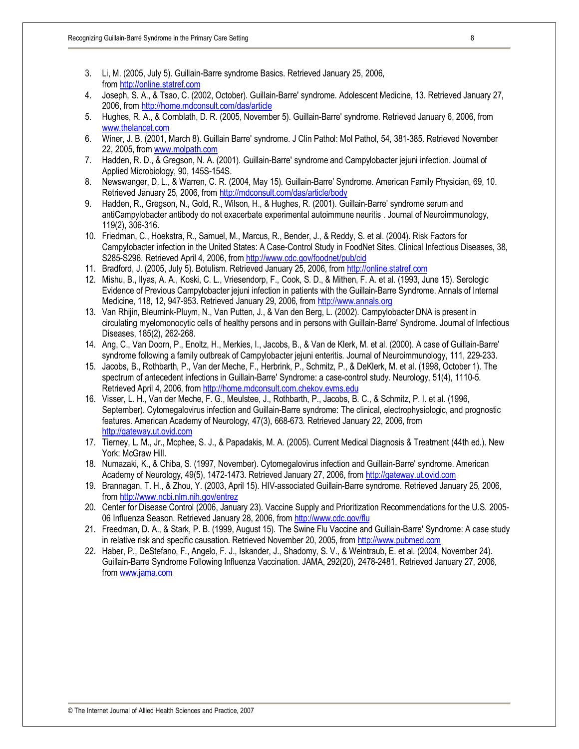3. Li, M. (2005, July 5). Guillain-Barre syndrome Basics. Retrieved January 25, 2006, from http://online.statref.com
4. Joseph, S. A., & Tsao, C. (2002, October). Guillain-Barre' syndrome. Adolescent Medicine, 13. Retrieved January 27, 2006, from http://home.mdconsult.com/das/article
5. Hughes, R. A., & Cornblath, D. R. (2005, November 5). Guillain-Barre' syndrome. Retrieved January 6, 2006, from www.thelancet.com
6. Winer, J. B. (2001, March 8). Guillain Barre' syndrome. J Clin Pathol: Mol Pathol, 54, 381-385. Retrieved November 22, 2005, from www.molpath.com
7. Hadden, R. D., & Gregson, N. A. (2001). Guillain-Barre' syndrome and Campylobacter jejuni infection. Journal of Applied Microbiology, 90, 145S-154S.
8. Newswanger, D. L., & Warren, C. R. (2004, May 15). Guillain-Barre' Syndrome. American Family Physician, 69, 10. Retrieved January 25, 2006, from http://mdconsult.com/das/article/body
9. Hadden, R., Gregson, N., Gold, R., Wilson, H., & Hughes, R. (2001). Guillain-Barre' syndrome serum and antiCampylobacter antibody do not exacerbate experimental autoimmune neuritis . Journal of Neuroimmunology, 119(2), 306-316.
10. Friedman, C., Hoekstra, R., Samuel, M., Marcus, R., Bender, J., & Reddy, S. et al. (2004). Risk Factors for Campylobacter infection in the United States: A Case-Control Study in FoodNet Sites. Clinical Infectious Diseases, 38, S285-S296. Retrieved April 4, 2006, from http://www.cdc.gov/foodnet/pub/cid
11. Bradford, J. (2005, July 5). Botulism. Retrieved January 25, 2006, from http://online.statref.com
12. Mishu, B., Ilyas, A. A., Koski, C. L., Vriesendorp, F., Cook, S. D., & Mithen, F. A. et al. (1993, June 15). Serologic Evidence of Previous Campylobacter jejuni infection in patients with the Guillain-Barre Syndrome. Annals of Internal Medicine, 118, 12, 947-953. Retrieved January 29, 2006, from http://www.annals.org
13. Van Rhijin, Bleumink-Pluym, N., Van Putten, J., & Van den Berg, L. (2002). Campylobacter DNA is present in circulating myelomonocytic cells of healthy persons and in persons with Guillain-Barre' Syndrome. Journal of Infectious Diseases, 185(2), 262-268.
14. Ang, C., Van Doorn, P., Enoltz, H., Merkies, I., Jacobs, B., & Van de Klerk, M. et al. (2000). A case of Guillain-Barre' syndrome following a family outbreak of Campylobacter jejuni enteritis. Journal of Neuroimmunology, 111, 229-233.
15. Jacobs, B., Rothbarth, P., Van der Meche, F., Herbrink, P., Schmitz, P., & DeKlerk, M. et al. (1998, October 1). The spectrum of antecedent infections in Guillain-Barre' Syndrome: a case-control study. Neurology, 51(4), 1110-5. Retrieved April 4, 2006, from http://home.mdconsult.com.chekov.evms.edu
16. Visser, L. H., Van der Meche, F. G., Meulstee, J., Rothbarth, P., Jacobs, B. C., & Schmitz, P. I. et al. (1996, September). Cytomegalovirus infection and Guillain-Barre syndrome: The clinical, electrophysiologic, and prognostic features. American Academy of Neurology, 47(3), 668-673. Retrieved January 22, 2006, from http://gateway.ut.ovid.com
17. Tierney, L. M., Jr., Mcphee, S. J., & Papadakis, M. A. (2005). Current Medical Diagnosis & Treatment (44th ed.). New York: McGraw Hill.
18. Numazaki, K., & Chiba, S. (1997, November). Cytomegalovirus infection and Guillain-Barre' syndrome. American Academy of Neurology, 49(5), 1472-1473. Retrieved January 27, 2006, from http://gateway.ut.ovid.com
19. Brannagan, T. H., & Zhou, Y. (2003, April 15). HIV-associated Guillain-Barre syndrome. Retrieved January 25, 2006, from http://www.ncbi.nlm.nih.gov/entrez
20. Center for Disease Control (2006, January 23). Vaccine Supply and Prioritization Recommendations for the U.S. 2005-06 Influenza Season. Retrieved January 28, 2006, from http://www.cdc.gov/flu
21. Freedman, D. A., & Stark, P. B. (1999, August 15). The Swine Flu Vaccine and Guillain-Barre' Syndrome: A case study in relative risk and specific causation. Retrieved November 20, 2005, from http://www.pubmed.com
22. Haber, P., DeStefano, F., Angelo, F. J., Iskander, J., Shadomy, S. V., & Weintraub, E. et al. (2004, November 24). Guillain-Barre Syndrome Following Influenza Vaccination. JAMA, 292(20), 2478-2481. Retrieved January 27, 2006, from www.jama.com